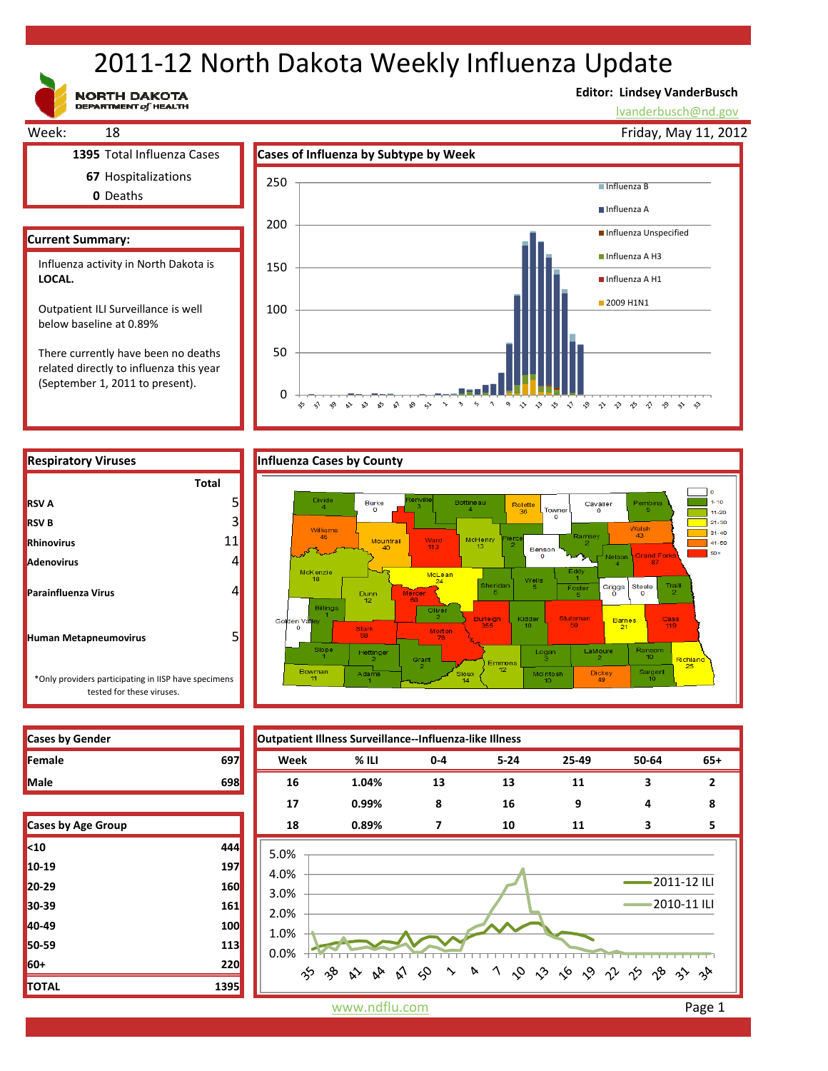# 2011-12 North Dakota Weekly Influenza Update

NORTH DAKOTA DEPARTMENT of HEALTH

**Editor: Lindsey VanderBusch**
lvanderbusch@nd.gov

Week: 18 — Friday, May 11, 2012

**1395** Total Influenza Cases
**67** Hospitalizations
**0** Deaths

## Current Summary:

Influenza activity in North Dakota is **LOCAL.**

Outpatient ILI Surveillance is well below baseline at 0.89%

There currently have been no deaths related directly to influenza this year (September 1, 2011 to present).

## Cases of Influenza by Subtype by Week

## Respiratory Viruses

| | Total |
|---|---|
| **RSV A** | 5 |
| **RSV B** | 3 |
| **Rhinovirus** | 11 |
| **Adenovirus** | 4 |
| **Parainfluenza Virus** | 4 |
| **Human Metapneumovirus** | 5 |

*Only providers participating in IISP have specimens tested for these viruses.

## Influenza Cases by County

## Cases by Gender

| | |
|---|---|
| **Female** | 697 |
| **Male** | 698 |

## Cases by Age Group

| | |
|---|---|
| <10 | 444 |
| 10-19 | 197 |
| 20-29 | 160 |
| 30-39 | 161 |
| 40-49 | 100 |
| 50-59 | 113 |
| 60+ | 220 |
| **TOTAL** | 1395 |

## Outpatient Illness Surveillance--Influenza-like Illness

| Week | % ILI | 0-4 | 5-24 | 25-49 | 50-64 | 65+ |
|---|---|---|---|---|---|---|
| 16 | 1.04% | 13 | 13 | 11 | 3 | 2 |
| 17 | 0.99% | 8 | 16 | 9 | 4 | 8 |
| 18 | 0.89% | 7 | 10 | 11 | 3 | 5 |

www.ndflu.com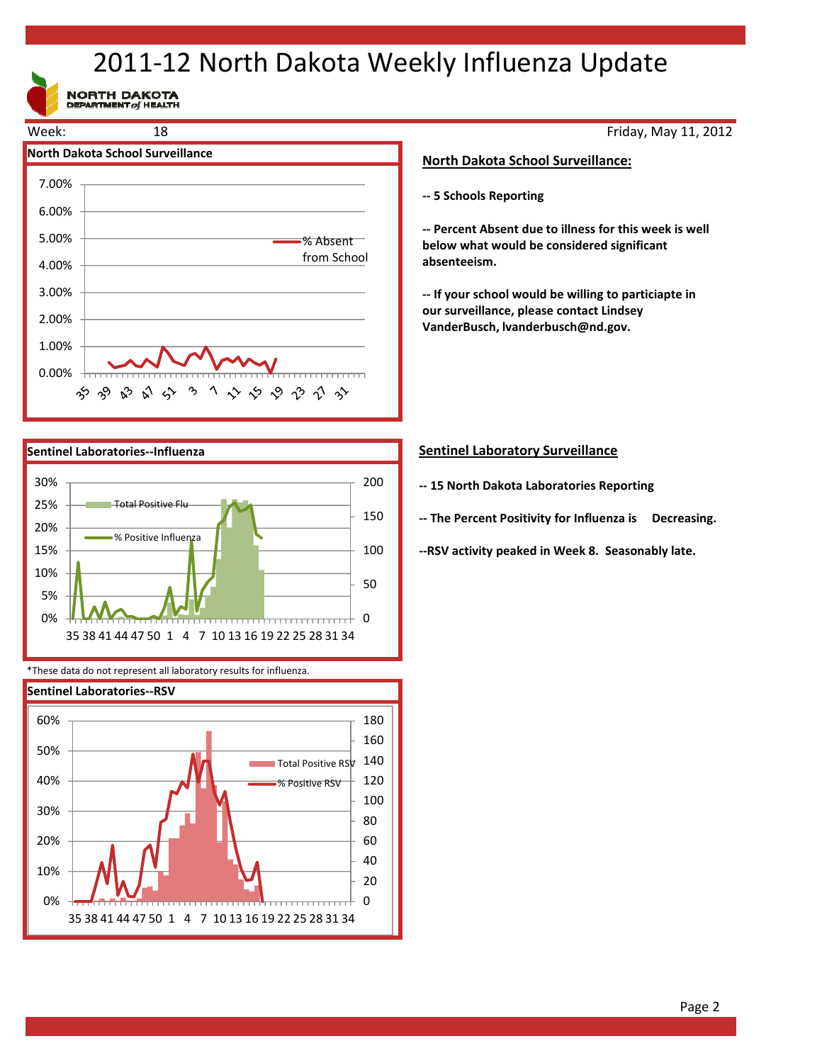# 2011-12 North Dakota Weekly Influenza Update

NORTH DAKOTA DEPARTMENT of HEALTH

Week: 18

Friday, May 11, 2012

### North Dakota School Surveillance

7.00%
6.00%
5.00%
4.00%
3.00%
2.00%
1.00%
0.00%

% Absent from School

35 39 43 47 51 3 7 11 15 19 23 27 31

## North Dakota School Surveillance:

-- **5 Schools Reporting**

-- **Percent Absent due to illness for this week is well below what would be considered significant absenteeism.**

-- **If your school would be willing to particiapte in our surveillance, please contact Lindsey VanderBusch, lvanderbusch@nd.gov.**

### Sentinel Laboratories--Influenza

30% 25% 20% 15% 10% 5% 0%

200 150 100 50 0

Total Positive Flu

% Positive Influenza

35 38 41 44 47 50 1 4 7 10 13 16 19 22 25 28 31 34

*These data do not represent all laboratory results for influenza.

## Sentinel Laboratory Surveillance

-- **15 North Dakota Laboratories Reporting**

-- **The Percent Positivity for Influenza is Decreasing.**

--**RSV activity peaked in Week 8. Seasonably late.**

### Sentinel Laboratories--RSV

60% 50% 40% 30% 20% 10% 0%

180 160 140 120 100 80 60 40 20 0

Total Positive RSV

% Positive RSV

35 38 41 44 47 50 1 4 7 10 13 16 19 22 25 28 31 34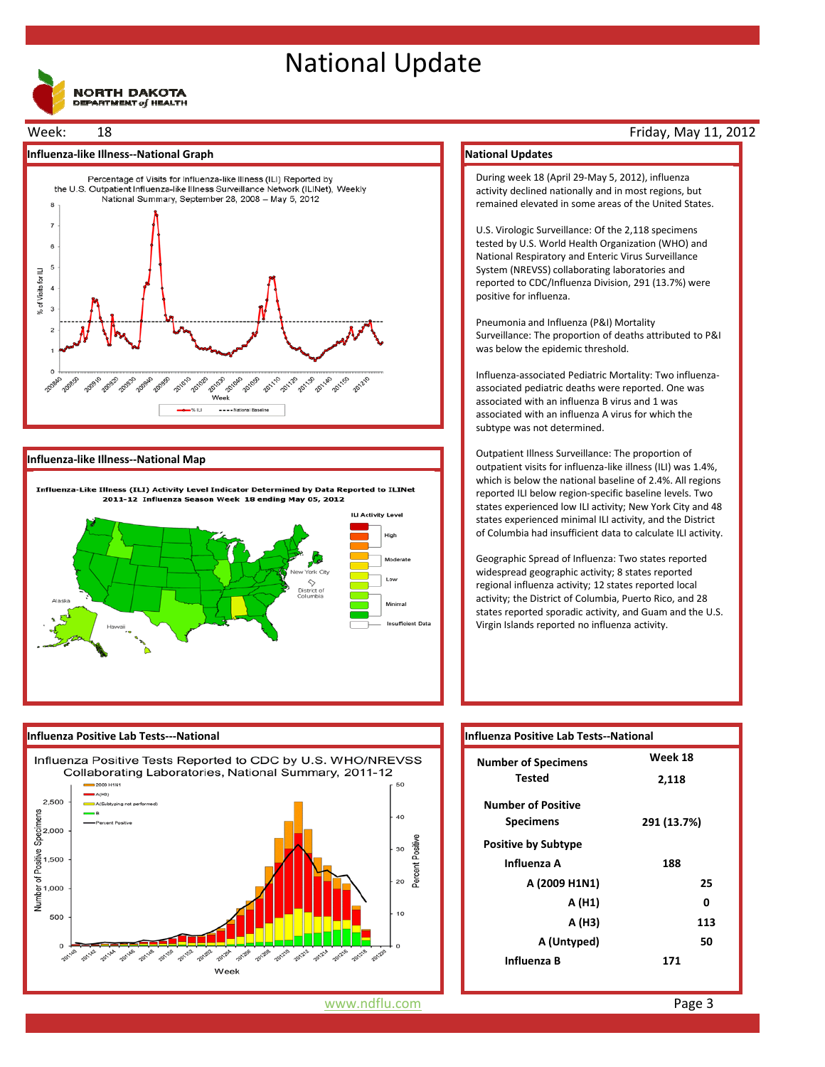# National Update

NORTH DAKOTA DEPARTMENT of HEALTH

Week: 18

Friday, May 11, 2012

## Influenza-like Illness--National Graph

Percentage of Visits for Influenza-like Illness (ILI) Reported by the U.S. Outpatient Influenza-like Illness Surveillance Network (ILINet), Weekly National Summary, September 28, 2008 – May 5, 2012

% of Visits for ILI

Week

% ILI
National Baseline

## Influenza-like Illness--National Map

Influenza-Like Illness (ILI) Activity Level Indicator Determined by Data Reported to ILINet
2011-12 Influenza Season Week 18 ending May 05, 2012

ILI Activity Level
High
Moderate
Low
Minimal
Insufficient Data

New York City
District of Columbia
Alaska
Hawaii

## Influenza Positive Lab Tests---National

Influenza Positive Tests Reported to CDC by U.S. WHO/NREVSS Collaborating Laboratories, National Summary, 2011-12

2009 H1N1
A(H3)
A(Subtyping not performed)
B
Percent Positive

Number of Positive Specimens

Percent Positive

Week

## National Updates

During week 18 (April 29-May 5, 2012), influenza activity declined nationally and in most regions, but remained elevated in some areas of the United States.

U.S. Virologic Surveillance: Of the 2,118 specimens tested by U.S. World Health Organization (WHO) and National Respiratory and Enteric Virus Surveillance System (NREVSS) collaborating laboratories and reported to CDC/Influenza Division, 291 (13.7%) were positive for influenza.

Pneumonia and Influenza (P&I) Mortality Surveillance: The proportion of deaths attributed to P&I was below the epidemic threshold.

Influenza-associated Pediatric Mortality: Two influenza-associated pediatric deaths were reported. One was associated with an influenza B virus and 1 was associated with an influenza A virus for which the subtype was not determined.

Outpatient Illness Surveillance: The proportion of outpatient visits for influenza-like illness (ILI) was 1.4%, which is below the national baseline of 2.4%. All regions reported ILI below region-specific baseline levels. Two states experienced low ILI activity; New York City and 48 states experienced minimal ILI activity, and the District of Columbia had insufficient data to calculate ILI activity.

Geographic Spread of Influenza: Two states reported widespread geographic activity; 8 states reported regional influenza activity; 12 states reported local activity; the District of Columbia, Puerto Rico, and 28 states reported sporadic activity, and Guam and the U.S. Virgin Islands reported no influenza activity.

## Influenza Positive Lab Tests--National

| | Week 18 |
|---|---|
| **Number of Specimens Tested** | **2,118** |
| **Number of Positive Specimens** | **291 (13.7%)** |
| **Positive by Subtype** | |
| **Influenza A** | **188** |
| **A (2009 H1N1)** | **25** |
| **A (H1)** | **0** |
| **A (H3)** | **113** |
| **A (Untyped)** | **50** |
| **Influenza B** | **171** |

www.ndflu.com